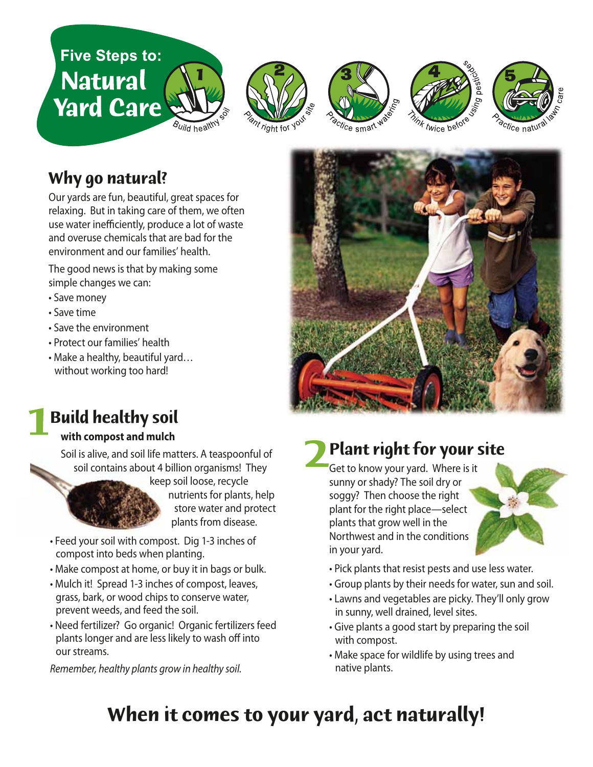# Five Steps to: Natural Yard Care

1. Build healthy soil
2. Plant right for your site
3. Practice smart watering
4. Think twice before using pesticides
5. Practice natural lawn care

## Why go natural?

Our yards are fun, beautiful, great spaces for relaxing. But in taking care of them, we often use water inefficiently, produce a lot of waste and overuse chemicals that are bad for the environment and our families' health.

The good news is that by making some simple changes we can:

- Save money
- Save time
- Save the environment
- Protect our families' health
- Make a healthy, beautiful yard… without working too hard!

## 1 Build healthy soil

**with compost and mulch**

Soil is alive, and soil life matters. A teaspoonful of soil contains about 4 billion organisms! They keep soil loose, recycle nutrients for plants, help store water and protect plants from disease.

- Feed your soil with compost. Dig 1-3 inches of compost into beds when planting.
- Make compost at home, or buy it in bags or bulk.
- Mulch it! Spread 1-3 inches of compost, leaves, grass, bark, or wood chips to conserve water, prevent weeds, and feed the soil.
- Need fertilizer? Go organic! Organic fertilizers feed plants longer and are less likely to wash off into our streams.

*Remember, healthy plants grow in healthy soil.*

## 2 Plant right for your site

Get to know your yard. Where is it sunny or shady? The soil dry or soggy? Then choose the right plant for the right place—select plants that grow well in the Northwest and in the conditions in your yard.

- Pick plants that resist pests and use less water.
- Group plants by their needs for water, sun and soil.
- Lawns and vegetables are picky. They'll only grow in sunny, well drained, level sites.
- Give plants a good start by preparing the soil with compost.
- Make space for wildlife by using trees and native plants.

## When it comes to your yard, act naturally!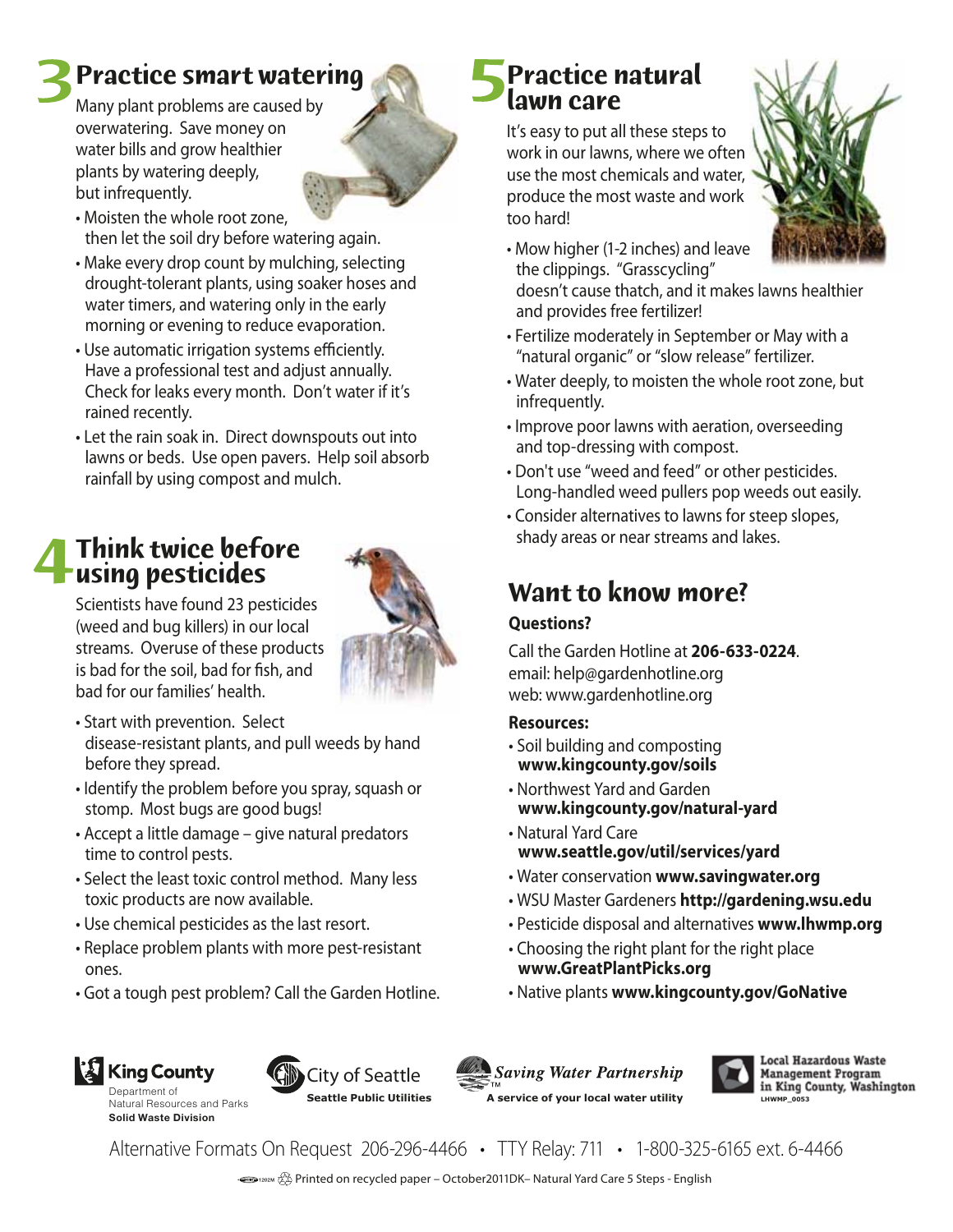## 3 Practice smart watering

Many plant problems are caused by overwatering. Save money on water bills and grow healthier plants by watering deeply, but infrequently.

- Moisten the whole root zone, then let the soil dry before watering again.
- Make every drop count by mulching, selecting drought-tolerant plants, using soaker hoses and water timers, and watering only in the early morning or evening to reduce evaporation.
- Use automatic irrigation systems efficiently. Have a professional test and adjust annually. Check for leaks every month. Don't water if it's rained recently.
- Let the rain soak in. Direct downspouts out into lawns or beds. Use open pavers. Help soil absorb rainfall by using compost and mulch.

## 4 Think twice before using pesticides

Scientists have found 23 pesticides (weed and bug killers) in our local streams. Overuse of these products is bad for the soil, bad for fish, and bad for our families' health.

- Start with prevention. Select disease-resistant plants, and pull weeds by hand before they spread.
- Identify the problem before you spray, squash or stomp. Most bugs are good bugs!
- Accept a little damage – give natural predators time to control pests.
- Select the least toxic control method. Many less toxic products are now available.
- Use chemical pesticides as the last resort.
- Replace problem plants with more pest-resistant ones.
- Got a tough pest problem? Call the Garden Hotline.

## 5 Practice natural lawn care

It's easy to put all these steps to work in our lawns, where we often use the most chemicals and water, produce the most waste and work too hard!

- Mow higher (1-2 inches) and leave the clippings. "Grasscycling" doesn't cause thatch, and it makes lawns healthier and provides free fertilizer!
- Fertilize moderately in September or May with a "natural organic" or "slow release" fertilizer.
- Water deeply, to moisten the whole root zone, but infrequently.
- Improve poor lawns with aeration, overseeding and top-dressing with compost.
- Don't use "weed and feed" or other pesticides. Long-handled weed pullers pop weeds out easily.
- Consider alternatives to lawns for steep slopes, shady areas or near streams and lakes.

## Want to know more?

**Questions?**

Call the Garden Hotline at **206-633-0224**.
email: help@gardenhotline.org
web: www.gardenhotline.org

**Resources:**

- Soil building and composting **www.kingcounty.gov/soils**
- Northwest Yard and Garden **www.kingcounty.gov/natural-yard**
- Natural Yard Care **www.seattle.gov/util/services/yard**
- Water conservation **www.savingwater.org**
- WSU Master Gardeners **http://gardening.wsu.edu**
- Pesticide disposal and alternatives **www.lhwmp.org**
- Choosing the right plant for the right place **www.GreatPlantPicks.org**
- Native plants **www.kingcounty.gov/GoNative**

King County Department of Natural Resources and Parks **Solid Waste Division**

City of Seattle **Seattle Public Utilities**

Saving Water Partnership™ **A service of your local water utility**

Local Hazardous Waste Management Program in King County, Washington LHWMP_0053

Alternative Formats On Request 206-296-4466 • TTY Relay: 711 • 1-800-325-6165 ext. 6-4466

1202M Printed on recycled paper – October2011DK– Natural Yard Care 5 Steps - English